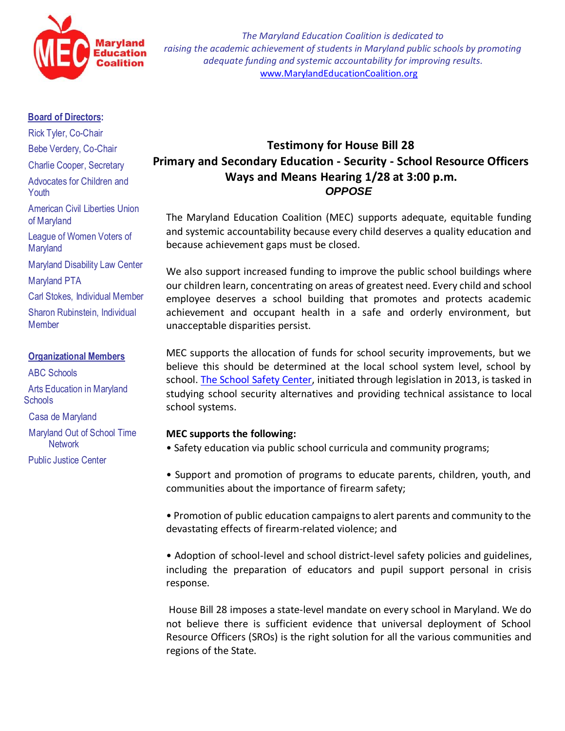Maryland Education Coalition

*The Maryland Education Coalition is dedicated to raising the academic achievement of students in Maryland public schools by promoting adequate funding and systemic accountability for improving results.*
[www.MarylandEducationCoalition.org](http://www.MarylandEducationCoalition.org)

**Board of Directors:**

- Rick Tyler, Co-Chair
- Bebe Verdery, Co-Chair
- Charlie Cooper, Secretary
- Advocates for Children and Youth
- American Civil Liberties Union of Maryland
- League of Women Voters of Maryland
- Maryland Disability Law Center
- Maryland PTA
- Carl Stokes, Individual Member
- Sharon Rubinstein, Individual Member

**Organizational Members**

- ABC Schools
- Arts Education in Maryland Schools
- Casa de Maryland
- Maryland Out of School Time Network
- Public Justice Center

# Testimony for House Bill 28
## Primary and Secondary Education - Security - School Resource Officers
## Ways and Means Hearing 1/28 at 3:00 p.m.
***OPPOSE***

The Maryland Education Coalition (MEC) supports adequate, equitable funding and systemic accountability because every child deserves a quality education and because achievement gaps must be closed.

We also support increased funding to improve the public school buildings where our children learn, concentrating on areas of greatest need. Every child and school employee deserves a school building that promotes and protects academic achievement and occupant health in a safe and orderly environment, but unacceptable disparities persist.

MEC supports the allocation of funds for school security improvements, but we believe this should be determined at the local school system level, school by school. The School Safety Center, initiated through legislation in 2013, is tasked in studying school security alternatives and providing technical assistance to local school systems.

**MEC supports the following:**

- Safety education via public school curricula and community programs;
- Support and promotion of programs to educate parents, children, youth, and communities about the importance of firearm safety;
- Promotion of public education campaigns to alert parents and community to the devastating effects of firearm-related violence; and
- Adoption of school-level and school district-level safety policies and guidelines, including the preparation of educators and pupil support personal in crisis response.

House Bill 28 imposes a state-level mandate on every school in Maryland. We do not believe there is sufficient evidence that universal deployment of School Resource Officers (SROs) is the right solution for all the various communities and regions of the State.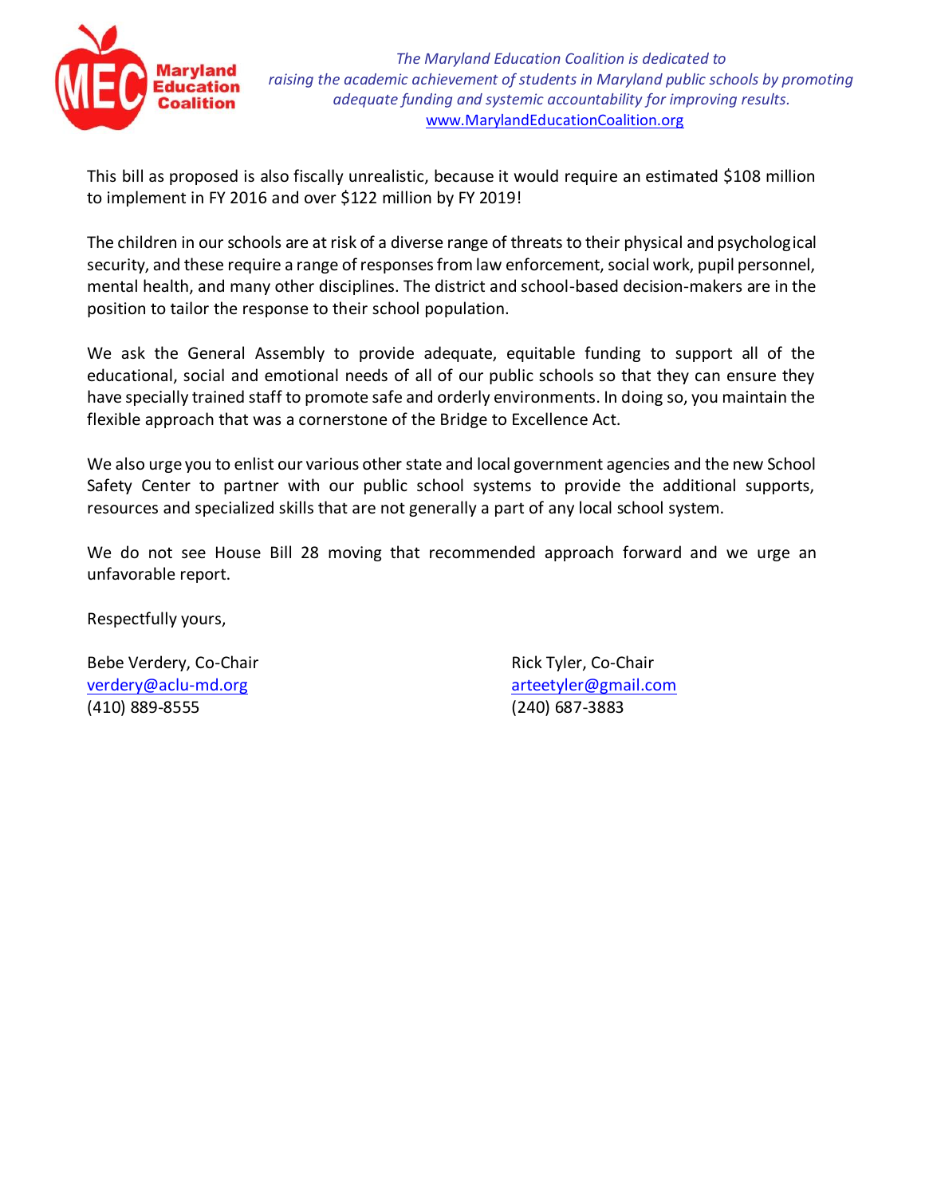*The Maryland Education Coalition is dedicated to raising the academic achievement of students in Maryland public schools by promoting adequate funding and systemic accountability for improving results.*
[www.MarylandEducationCoalition.org](http://www.MarylandEducationCoalition.org)

This bill as proposed is also fiscally unrealistic, because it would require an estimated $108 million to implement in FY 2016 and over $122 million by FY 2019!

The children in our schools are at risk of a diverse range of threats to their physical and psychological security, and these require a range of responses from law enforcement, social work, pupil personnel, mental health, and many other disciplines. The district and school-based decision-makers are in the position to tailor the response to their school population.

We ask the General Assembly to provide adequate, equitable funding to support all of the educational, social and emotional needs of all of our public schools so that they can ensure they have specially trained staff to promote safe and orderly environments. In doing so, you maintain the flexible approach that was a cornerstone of the Bridge to Excellence Act.

We also urge you to enlist our various other state and local government agencies and the new School Safety Center to partner with our public school systems to provide the additional supports, resources and specialized skills that are not generally a part of any local school system.

We do not see House Bill 28 moving that recommended approach forward and we urge an unfavorable report.

Respectfully yours,

Bebe Verdery, Co-Chair
[verdery@aclu-md.org](mailto:verdery@aclu-md.org)
(410) 889-8555

Rick Tyler, Co-Chair
[arteetyler@gmail.com](mailto:arteetyler@gmail.com)
(240) 687-3883